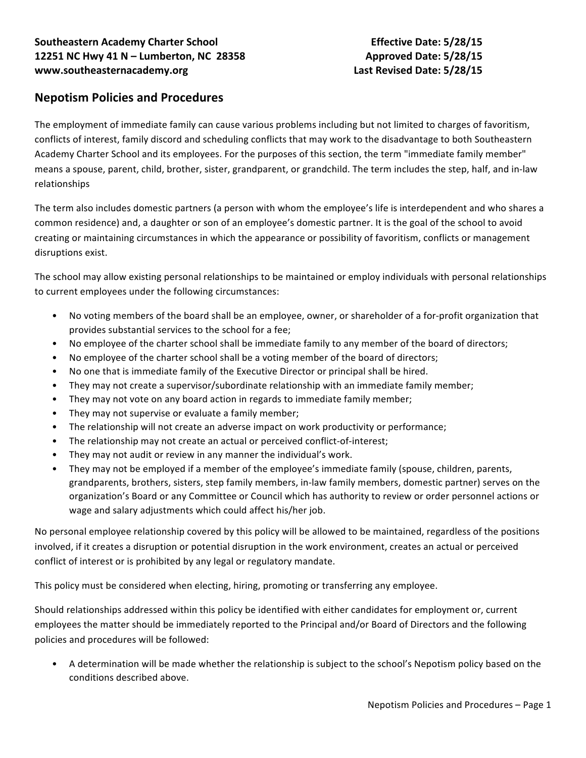**Southeastern Academy Charter School**
**12251 NC Hwy 41 N – Lumberton, NC 28358**
**www.southeasternacademy.org**

**Effective Date: 5/28/15**
**Approved Date: 5/28/15**
**Last Revised Date: 5/28/15**

## Nepotism Policies and Procedures

The employment of immediate family can cause various problems including but not limited to charges of favoritism, conflicts of interest, family discord and scheduling conflicts that may work to the disadvantage to both Southeastern Academy Charter School and its employees. For the purposes of this section, the term "immediate family member" means a spouse, parent, child, brother, sister, grandparent, or grandchild. The term includes the step, half, and in-law relationships

The term also includes domestic partners (a person with whom the employee's life is interdependent and who shares a common residence) and, a daughter or son of an employee's domestic partner. It is the goal of the school to avoid creating or maintaining circumstances in which the appearance or possibility of favoritism, conflicts or management disruptions exist.

The school may allow existing personal relationships to be maintained or employ individuals with personal relationships to current employees under the following circumstances:

- No voting members of the board shall be an employee, owner, or shareholder of a for-profit organization that provides substantial services to the school for a fee;
- No employee of the charter school shall be immediate family to any member of the board of directors;
- No employee of the charter school shall be a voting member of the board of directors;
- No one that is immediate family of the Executive Director or principal shall be hired.
- They may not create a supervisor/subordinate relationship with an immediate family member;
- They may not vote on any board action in regards to immediate family member;
- They may not supervise or evaluate a family member;
- The relationship will not create an adverse impact on work productivity or performance;
- The relationship may not create an actual or perceived conflict-of-interest;
- They may not audit or review in any manner the individual's work.
- They may not be employed if a member of the employee's immediate family (spouse, children, parents, grandparents, brothers, sisters, step family members, in-law family members, domestic partner) serves on the organization's Board or any Committee or Council which has authority to review or order personnel actions or wage and salary adjustments which could affect his/her job.

No personal employee relationship covered by this policy will be allowed to be maintained, regardless of the positions involved, if it creates a disruption or potential disruption in the work environment, creates an actual or perceived conflict of interest or is prohibited by any legal or regulatory mandate.

This policy must be considered when electing, hiring, promoting or transferring any employee.

Should relationships addressed within this policy be identified with either candidates for employment or, current employees the matter should be immediately reported to the Principal and/or Board of Directors and the following policies and procedures will be followed:

- A determination will be made whether the relationship is subject to the school's Nepotism policy based on the conditions described above.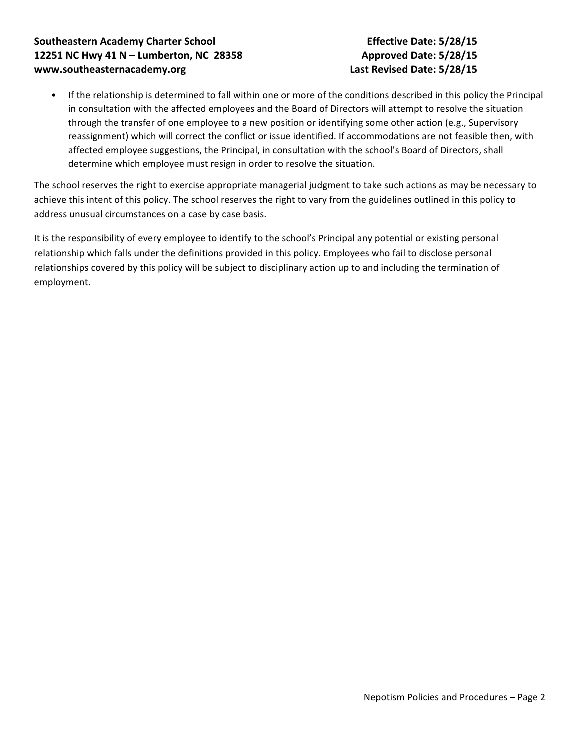- If the relationship is determined to fall within one or more of the conditions described in this policy the Principal in consultation with the affected employees and the Board of Directors will attempt to resolve the situation through the transfer of one employee to a new position or identifying some other action (e.g., Supervisory reassignment) which will correct the conflict or issue identified. If accommodations are not feasible then, with affected employee suggestions, the Principal, in consultation with the school's Board of Directors, shall determine which employee must resign in order to resolve the situation.

The school reserves the right to exercise appropriate managerial judgment to take such actions as may be necessary to achieve this intent of this policy. The school reserves the right to vary from the guidelines outlined in this policy to address unusual circumstances on a case by case basis.

It is the responsibility of every employee to identify to the school's Principal any potential or existing personal relationship which falls under the definitions provided in this policy. Employees who fail to disclose personal relationships covered by this policy will be subject to disciplinary action up to and including the termination of employment.